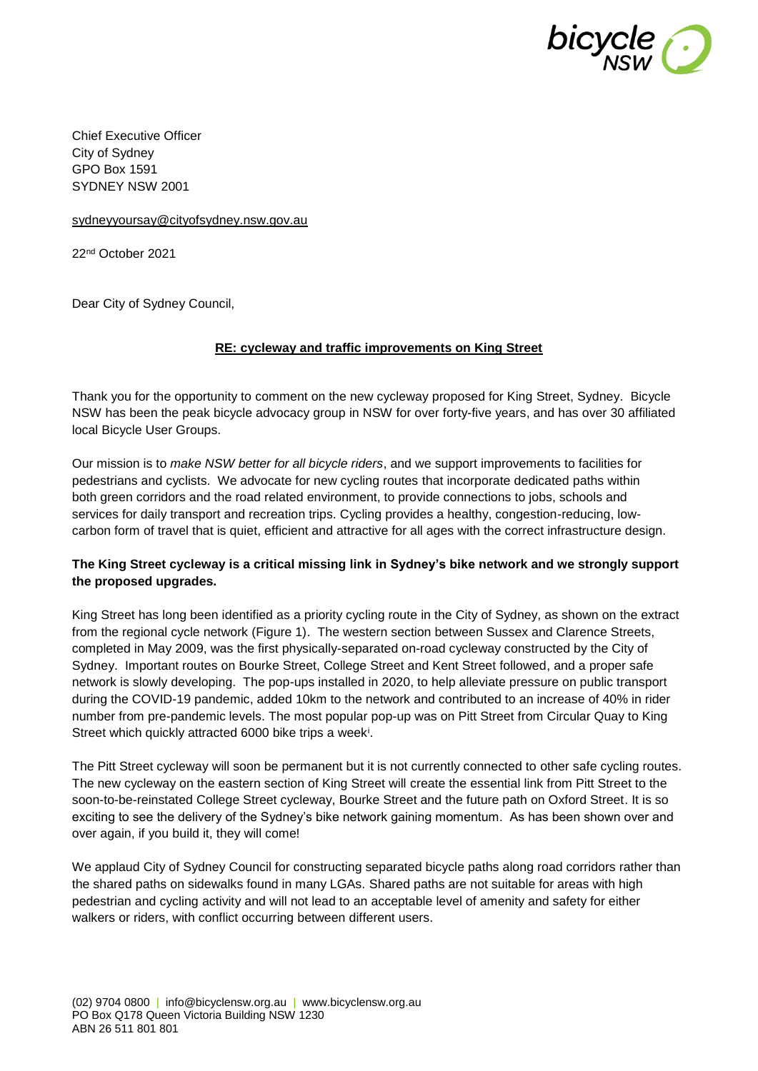Chief Executive Officer
City of Sydney
GPO Box 1591
SYDNEY NSW 2001

sydneyyoursay@cityofsydney.nsw.gov.au

22nd October 2021

Dear City of Sydney Council,

**RE: cycleway and traffic improvements on King Street**

Thank you for the opportunity to comment on the new cycleway proposed for King Street, Sydney. Bicycle NSW has been the peak bicycle advocacy group in NSW for over forty-five years, and has over 30 affiliated local Bicycle User Groups.

Our mission is to *make NSW better for all bicycle riders*, and we support improvements to facilities for pedestrians and cyclists. We advocate for new cycling routes that incorporate dedicated paths within both green corridors and the road related environment, to provide connections to jobs, schools and services for daily transport and recreation trips. Cycling provides a healthy, congestion-reducing, low-carbon form of travel that is quiet, efficient and attractive for all ages with the correct infrastructure design.

**The King Street cycleway is a critical missing link in Sydney's bike network and we strongly support the proposed upgrades.**

King Street has long been identified as a priority cycling route in the City of Sydney, as shown on the extract from the regional cycle network (Figure 1). The western section between Sussex and Clarence Streets, completed in May 2009, was the first physically-separated on-road cycleway constructed by the City of Sydney. Important routes on Bourke Street, College Street and Kent Street followed, and a proper safe network is slowly developing. The pop-ups installed in 2020, to help alleviate pressure on public transport during the COVID-19 pandemic, added 10km to the network and contributed to an increase of 40% in rider number from pre-pandemic levels. The most popular pop-up was on Pitt Street from Circular Quay to King Street which quickly attracted 6000 bike trips a week[i].

The Pitt Street cycleway will soon be permanent but it is not currently connected to other safe cycling routes. The new cycleway on the eastern section of King Street will create the essential link from Pitt Street to the soon-to-be-reinstated College Street cycleway, Bourke Street and the future path on Oxford Street. It is so exciting to see the delivery of the Sydney's bike network gaining momentum. As has been shown over and over again, if you build it, they will come!

We applaud City of Sydney Council for constructing separated bicycle paths along road corridors rather than the shared paths on sidewalks found in many LGAs. Shared paths are not suitable for areas with high pedestrian and cycling activity and will not lead to an acceptable level of amenity and safety for either walkers or riders, with conflict occurring between different users.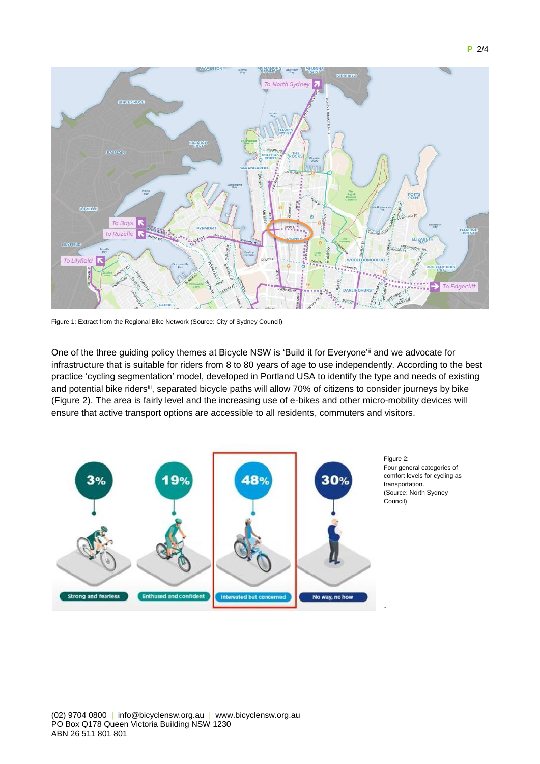Figure 1: Extract from the Regional Bike Network (Source: City of Sydney Council)

One of the three guiding policy themes at Bicycle NSW is 'Build it for Everyone'[ii] and we advocate for infrastructure that is suitable for riders from 8 to 80 years of age to use independently. According to the best practice 'cycling segmentation' model, developed in Portland USA to identify the type and needs of existing and potential bike riders[iii], separated bicycle paths will allow 70% of citizens to consider journeys by bike (Figure 2). The area is fairly level and the increasing use of e-bikes and other micro-mobility devices will ensure that active transport options are accessible to all residents, commuters and visitors.

Figure 2: Four general categories of comfort levels for cycling as transportation. (Source: North Sydney Council)

(02) 9704 0800 | info@bicyclensw.org.au | www.bicyclensw.org.au
PO Box Q178 Queen Victoria Building NSW 1230
ABN 26 511 801 801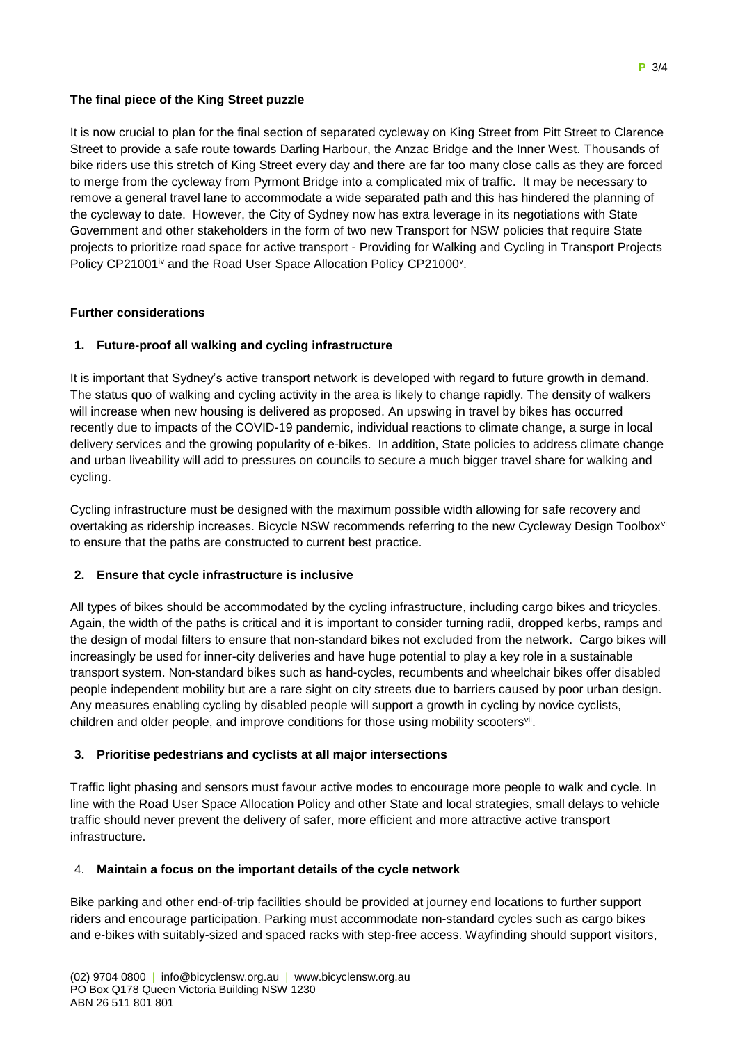**The final piece of the King Street puzzle**

It is now crucial to plan for the final section of separated cycleway on King Street from Pitt Street to Clarence Street to provide a safe route towards Darling Harbour, the Anzac Bridge and the Inner West. Thousands of bike riders use this stretch of King Street every day and there are far too many close calls as they are forced to merge from the cycleway from Pyrmont Bridge into a complicated mix of traffic. It may be necessary to remove a general travel lane to accommodate a wide separated path and this has hindered the planning of the cycleway to date. However, the City of Sydney now has extra leverage in its negotiations with State Government and other stakeholders in the form of two new Transport for NSW policies that require State projects to prioritize road space for active transport - Providing for Walking and Cycling in Transport Projects Policy CP21001[iv] and the Road User Space Allocation Policy CP21000[v].

**Further considerations**

**1. Future-proof all walking and cycling infrastructure**

It is important that Sydney's active transport network is developed with regard to future growth in demand. The status quo of walking and cycling activity in the area is likely to change rapidly. The density of walkers will increase when new housing is delivered as proposed. An upswing in travel by bikes has occurred recently due to impacts of the COVID-19 pandemic, individual reactions to climate change, a surge in local delivery services and the growing popularity of e-bikes. In addition, State policies to address climate change and urban liveability will add to pressures on councils to secure a much bigger travel share for walking and cycling.

Cycling infrastructure must be designed with the maximum possible width allowing for safe recovery and overtaking as ridership increases. Bicycle NSW recommends referring to the new Cycleway Design Toolbox[vi] to ensure that the paths are constructed to current best practice.

**2. Ensure that cycle infrastructure is inclusive**

All types of bikes should be accommodated by the cycling infrastructure, including cargo bikes and tricycles. Again, the width of the paths is critical and it is important to consider turning radii, dropped kerbs, ramps and the design of modal filters to ensure that non-standard bikes not excluded from the network. Cargo bikes will increasingly be used for inner-city deliveries and have huge potential to play a key role in a sustainable transport system. Non-standard bikes such as hand-cycles, recumbents and wheelchair bikes offer disabled people independent mobility but are a rare sight on city streets due to barriers caused by poor urban design. Any measures enabling cycling by disabled people will support a growth in cycling by novice cyclists, children and older people, and improve conditions for those using mobility scooters[vii].

**3. Prioritise pedestrians and cyclists at all major intersections**

Traffic light phasing and sensors must favour active modes to encourage more people to walk and cycle. In line with the Road User Space Allocation Policy and other State and local strategies, small delays to vehicle traffic should never prevent the delivery of safer, more efficient and more attractive active transport infrastructure.

**4. Maintain a focus on the important details of the cycle network**

Bike parking and other end-of-trip facilities should be provided at journey end locations to further support riders and encourage participation. Parking must accommodate non-standard cycles such as cargo bikes and e-bikes with suitably-sized and spaced racks with step-free access. Wayfinding should support visitors,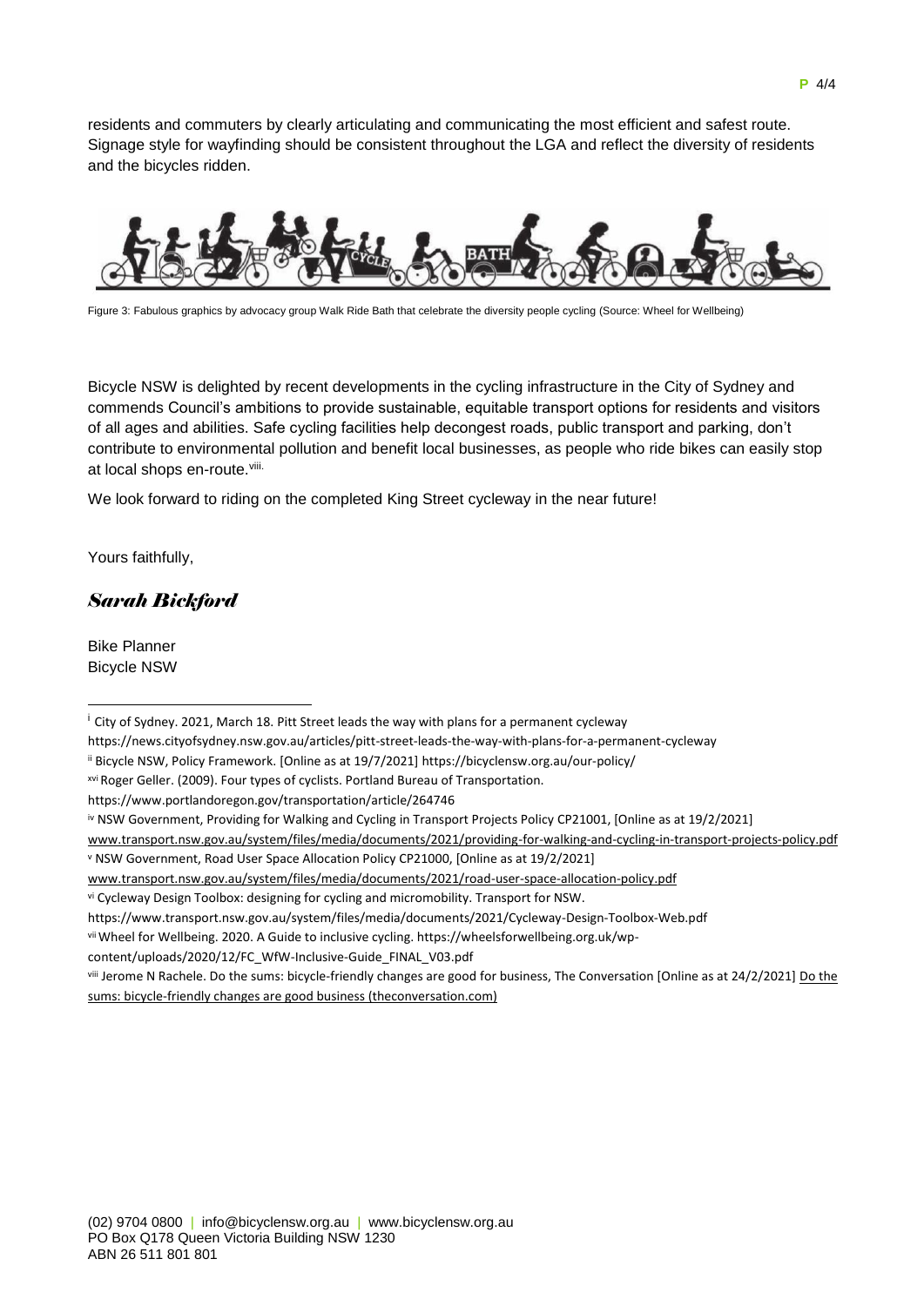residents and commuters by clearly articulating and communicating the most efficient and safest route. Signage style for wayfinding should be consistent throughout the LGA and reflect the diversity of residents and the bicycles ridden.

Figure 3: Fabulous graphics by advocacy group Walk Ride Bath that celebrate the diversity people cycling (Source: Wheel for Wellbeing)

Bicycle NSW is delighted by recent developments in the cycling infrastructure in the City of Sydney and commends Council's ambitions to provide sustainable, equitable transport options for residents and visitors of all ages and abilities. Safe cycling facilities help decongest roads, public transport and parking, don't contribute to environmental pollution and benefit local businesses, as people who ride bikes can easily stop at local shops en-route.[viii]

We look forward to riding on the completed King Street cycleway in the near future!

Yours faithfully,

*Sarah Bickford*

Bike Planner
Bicycle NSW

---

[i] City of Sydney. 2021, March 18. Pitt Street leads the way with plans for a permanent cycleway https://news.cityofsydney.nsw.gov.au/articles/pitt-street-leads-the-way-with-plans-for-a-permanent-cycleway

[ii] Bicycle NSW, Policy Framework. [Online as at 19/7/2021] https://bicyclensw.org.au/our-policy/

[xvi] Roger Geller. (2009). Four types of cyclists. Portland Bureau of Transportation. https://www.portlandoregon.gov/transportation/article/264746

[iv] NSW Government, Providing for Walking and Cycling in Transport Projects Policy CP21001, [Online as at 19/2/2021] www.transport.nsw.gov.au/system/files/media/documents/2021/providing-for-walking-and-cycling-in-transport-projects-policy.pdf

[v] NSW Government, Road User Space Allocation Policy CP21000, [Online as at 19/2/2021] www.transport.nsw.gov.au/system/files/media/documents/2021/road-user-space-allocation-policy.pdf

[vi] Cycleway Design Toolbox: designing for cycling and micromobility. Transport for NSW. https://www.transport.nsw.gov.au/system/files/media/documents/2021/Cycleway-Design-Toolbox-Web.pdf

[vii] Wheel for Wellbeing. 2020. A Guide to inclusive cycling. https://wheelsforwellbeing.org.uk/wp-content/uploads/2020/12/FC_WfW-Inclusive-Guide_FINAL_V03.pdf

[viii] Jerome N Rachele. Do the sums: bicycle-friendly changes are good for business, The Conversation [Online as at 24/2/2021] Do the sums: bicycle-friendly changes are good business (theconversation.com)